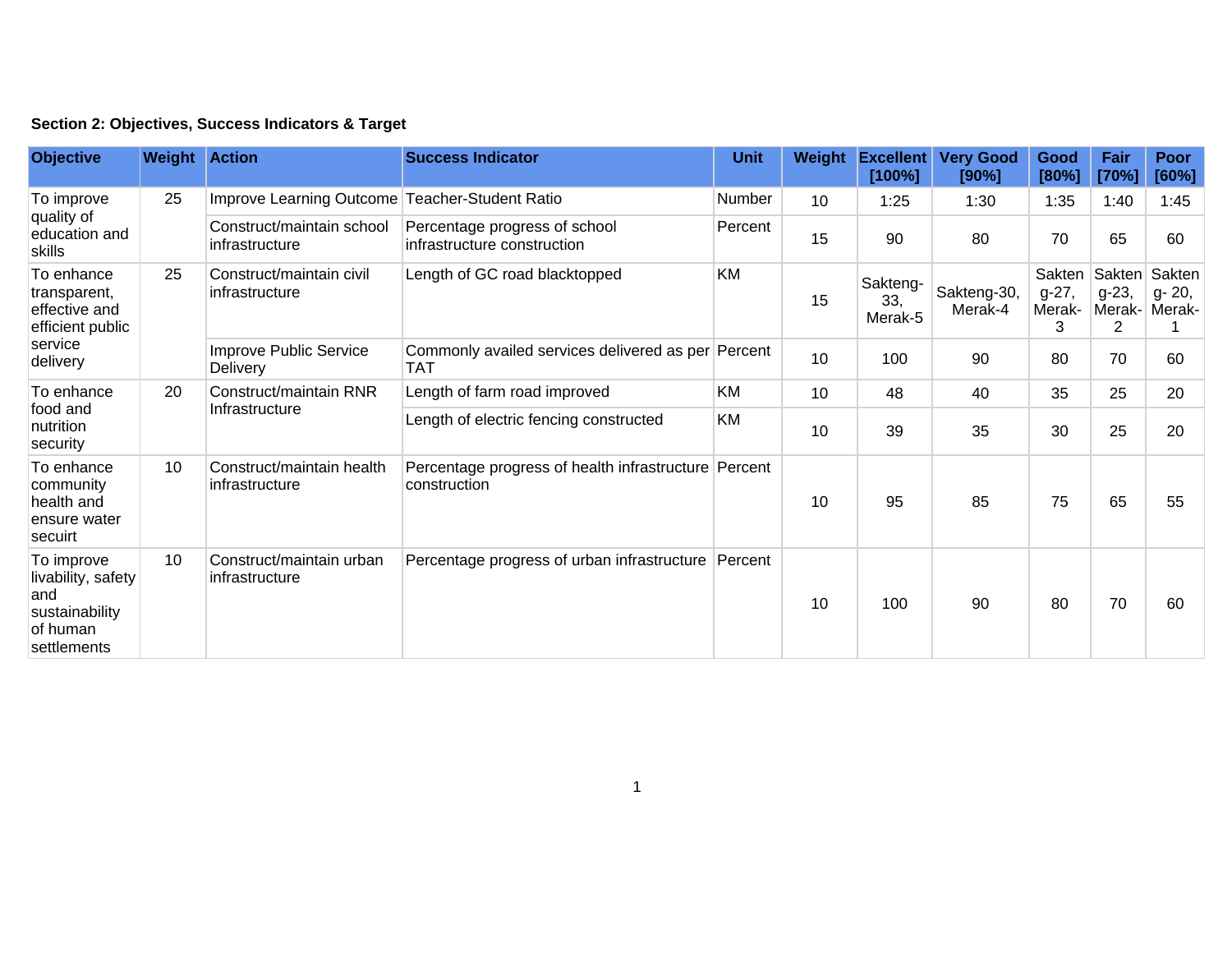**Section 2: Objectives, Success Indicators & Target**

| Objective | Weight | Action | Success Indicator | Unit | Weight | Excellent [100%] | Very Good [90%] | Good [80%] | Fair [70%] | Poor [60%] |
|---|---|---|---|---|---|---|---|---|---|---|
| To improve quality of education and skills | 25 | Improve Learning Outcome | Teacher-Student Ratio | Number | 10 | 1:25 | 1:30 | 1:35 | 1:40 | 1:45 |
| | | Construct/maintain school infrastructure | Percentage progress of school infrastructure construction | Percent | 15 | 90 | 80 | 70 | 65 | 60 |
| To enhance transparent, effective and efficient public service delivery | 25 | Construct/maintain civil infrastructure | Length of GC road blacktopped | KM | 15 | Sakteng-33, Merak-5 | Sakteng-30, Merak-4 | Sakteng-27, Merak-3 | Sakteng-23, Merak-2 | Sakteng- 20, Merak-1 |
| | | Improve Public Service Delivery | Commonly availed services delivered as per TAT | Percent | 10 | 100 | 90 | 80 | 70 | 60 |
| To enhance food and nutrition security | 20 | Construct/maintain RNR Infrastructure | Length of farm road improved | KM | 10 | 48 | 40 | 35 | 25 | 20 |
| | | | Length of electric fencing constructed | KM | 10 | 39 | 35 | 30 | 25 | 20 |
| To enhance community health and ensure water secuirt | 10 | Construct/maintain health infrastructure | Percentage progress of health infrastructure construction | Percent | 10 | 95 | 85 | 75 | 65 | 55 |
| To improve livability, safety and sustainability of human settlements | 10 | Construct/maintain urban infrastructure | Percentage progress of urban infrastructure | Percent | 10 | 100 | 90 | 80 | 70 | 60 |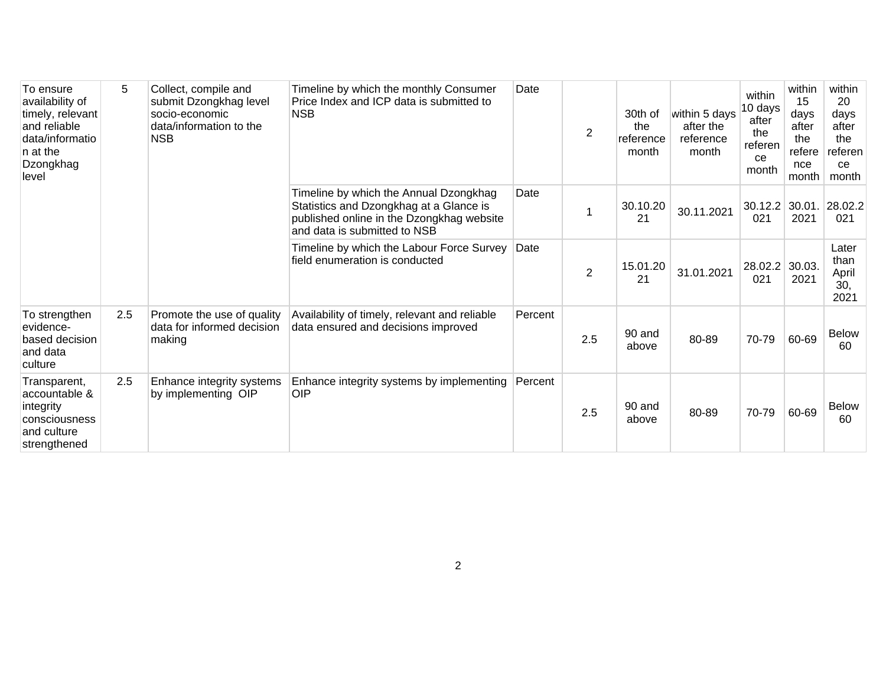| | | | | | | | | | | |
|---|---|---|---|---|---|---|---|---|---|---|
| To ensure availability of timely, relevant and reliable data/information at the Dzongkhag level | 5 | Collect, compile and submit Dzongkhag level socio-economic data/information to the NSB | Timeline by which the monthly Consumer Price Index and ICP data is submitted to NSB | Date | 2 | 30th of the reference month | within 5 days after the reference month | within 10 days after the reference month | within 15 days after the reference month | within 20 days after the reference month |
| | | | Timeline by which the Annual Dzongkhag Statistics and Dzongkhag at a Glance is published online in the Dzongkhag website and data is submitted to NSB | Date | 1 | 30.10.2021 | 30.11.2021 | 30.12.2021 | 30.01.2021 | 28.02.2021 |
| | | | Timeline by which the Labour Force Survey field enumeration is conducted | Date | 2 | 15.01.2021 | 31.01.2021 | 28.02.2021 | 30.03.2021 | Later than April 30, 2021 |
| To strengthen evidence-based decision and data culture | 2.5 | Promote the use of quality data for informed decision making | Availability of timely, relevant and reliable data ensured and decisions improved | Percent | 2.5 | 90 and above | 80-89 | 70-79 | 60-69 | Below 60 |
| Transparent, accountable & integrity consciousness and culture strengthened | 2.5 | Enhance integrity systems by implementing OIP | Enhance integrity systems by implementing OIP | Percent | 2.5 | 90 and above | 80-89 | 70-79 | 60-69 | Below 60 |